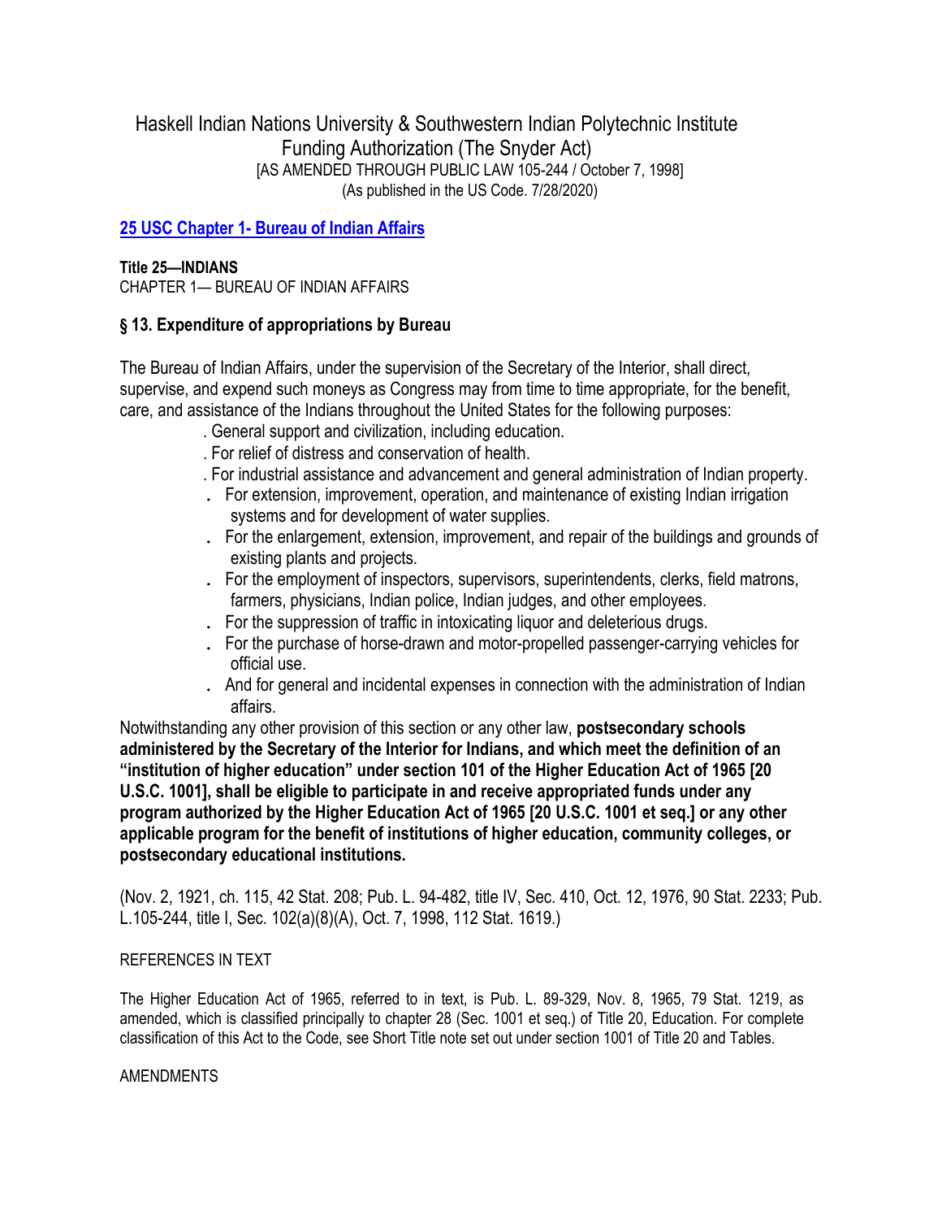# Haskell Indian Nations University & Southwestern Indian Polytechnic Institute Funding Authorization (The Snyder Act)

[AS AMENDED THROUGH PUBLIC LAW 105-244 / October 7, 1998]
(As published in the US Code. 7/28/2020)

**[25 USC Chapter 1- Bureau of Indian Affairs]**

**Title 25—INDIANS**
CHAPTER 1— BUREAU OF INDIAN AFFAIRS

### § 13. Expenditure of appropriations by Bureau

The Bureau of Indian Affairs, under the supervision of the Secretary of the Interior, shall direct, supervise, and expend such moneys as Congress may from time to time appropriate, for the benefit, care, and assistance of the Indians throughout the United States for the following purposes:

- General support and civilization, including education.
- For relief of distress and conservation of health.
- For industrial assistance and advancement and general administration of Indian property.
- For extension, improvement, operation, and maintenance of existing Indian irrigation systems and for development of water supplies.
- For the enlargement, extension, improvement, and repair of the buildings and grounds of existing plants and projects.
- For the employment of inspectors, supervisors, superintendents, clerks, field matrons, farmers, physicians, Indian police, Indian judges, and other employees.
- For the suppression of traffic in intoxicating liquor and deleterious drugs.
- For the purchase of horse-drawn and motor-propelled passenger-carrying vehicles for official use.
- And for general and incidental expenses in connection with the administration of Indian affairs.

Notwithstanding any other provision of this section or any other law, **postsecondary schools administered by the Secretary of the Interior for Indians, and which meet the definition of an "institution of higher education" under section 101 of the Higher Education Act of 1965 [20 U.S.C. 1001], shall be eligible to participate in and receive appropriated funds under any program authorized by the Higher Education Act of 1965 [20 U.S.C. 1001 et seq.] or any other applicable program for the benefit of institutions of higher education, community colleges, or postsecondary educational institutions.**

(Nov. 2, 1921, ch. 115, 42 Stat. 208; Pub. L. 94-482, title IV, Sec. 410, Oct. 12, 1976, 90 Stat. 2233; Pub. L.105-244, title I, Sec. 102(a)(8)(A), Oct. 7, 1998, 112 Stat. 1619.)

REFERENCES IN TEXT

The Higher Education Act of 1965, referred to in text, is Pub. L. 89-329, Nov. 8, 1965, 79 Stat. 1219, as amended, which is classified principally to chapter 28 (Sec. 1001 et seq.) of Title 20, Education. For complete classification of this Act to the Code, see Short Title note set out under section 1001 of Title 20 and Tables.

AMENDMENTS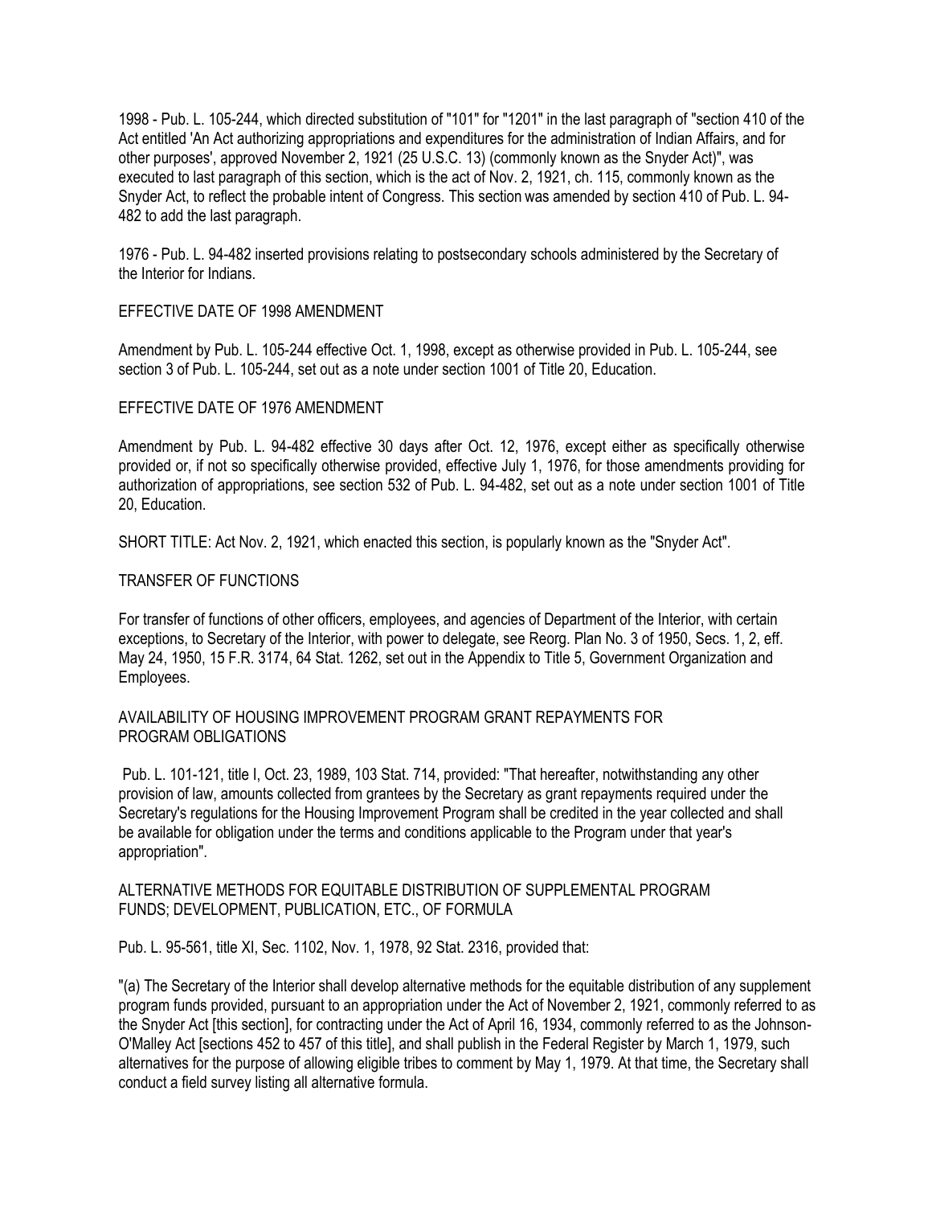1998 - Pub. L. 105-244, which directed substitution of "101" for "1201" in the last paragraph of "section 410 of the Act entitled 'An Act authorizing appropriations and expenditures for the administration of Indian Affairs, and for other purposes', approved November 2, 1921 (25 U.S.C. 13) (commonly known as the Snyder Act)", was executed to last paragraph of this section, which is the act of Nov. 2, 1921, ch. 115, commonly known as the Snyder Act, to reflect the probable intent of Congress. This section was amended by section 410 of Pub. L. 94-482 to add the last paragraph.

1976 - Pub. L. 94-482 inserted provisions relating to postsecondary schools administered by the Secretary of the Interior for Indians.

EFFECTIVE DATE OF 1998 AMENDMENT

Amendment by Pub. L. 105-244 effective Oct. 1, 1998, except as otherwise provided in Pub. L. 105-244, see section 3 of Pub. L. 105-244, set out as a note under section 1001 of Title 20, Education.

EFFECTIVE DATE OF 1976 AMENDMENT

Amendment by Pub. L. 94-482 effective 30 days after Oct. 12, 1976, except either as specifically otherwise provided or, if not so specifically otherwise provided, effective July 1, 1976, for those amendments providing for authorization of appropriations, see section 532 of Pub. L. 94-482, set out as a note under section 1001 of Title 20, Education.

SHORT TITLE: Act Nov. 2, 1921, which enacted this section, is popularly known as the "Snyder Act".

TRANSFER OF FUNCTIONS

For transfer of functions of other officers, employees, and agencies of Department of the Interior, with certain exceptions, to Secretary of the Interior, with power to delegate, see Reorg. Plan No. 3 of 1950, Secs. 1, 2, eff. May 24, 1950, 15 F.R. 3174, 64 Stat. 1262, set out in the Appendix to Title 5, Government Organization and Employees.

AVAILABILITY OF HOUSING IMPROVEMENT PROGRAM GRANT REPAYMENTS FOR PROGRAM OBLIGATIONS

Pub. L. 101-121, title I, Oct. 23, 1989, 103 Stat. 714, provided: "That hereafter, notwithstanding any other provision of law, amounts collected from grantees by the Secretary as grant repayments required under the Secretary's regulations for the Housing Improvement Program shall be credited in the year collected and shall be available for obligation under the terms and conditions applicable to the Program under that year's appropriation".

ALTERNATIVE METHODS FOR EQUITABLE DISTRIBUTION OF SUPPLEMENTAL PROGRAM FUNDS; DEVELOPMENT, PUBLICATION, ETC., OF FORMULA

Pub. L. 95-561, title XI, Sec. 1102, Nov. 1, 1978, 92 Stat. 2316, provided that:

"(a) The Secretary of the Interior shall develop alternative methods for the equitable distribution of any supplement program funds provided, pursuant to an appropriation under the Act of November 2, 1921, commonly referred to as the Snyder Act [this section], for contracting under the Act of April 16, 1934, commonly referred to as the Johnson-O'Malley Act [sections 452 to 457 of this title], and shall publish in the Federal Register by March 1, 1979, such alternatives for the purpose of allowing eligible tribes to comment by May 1, 1979. At that time, the Secretary shall conduct a field survey listing all alternative formula.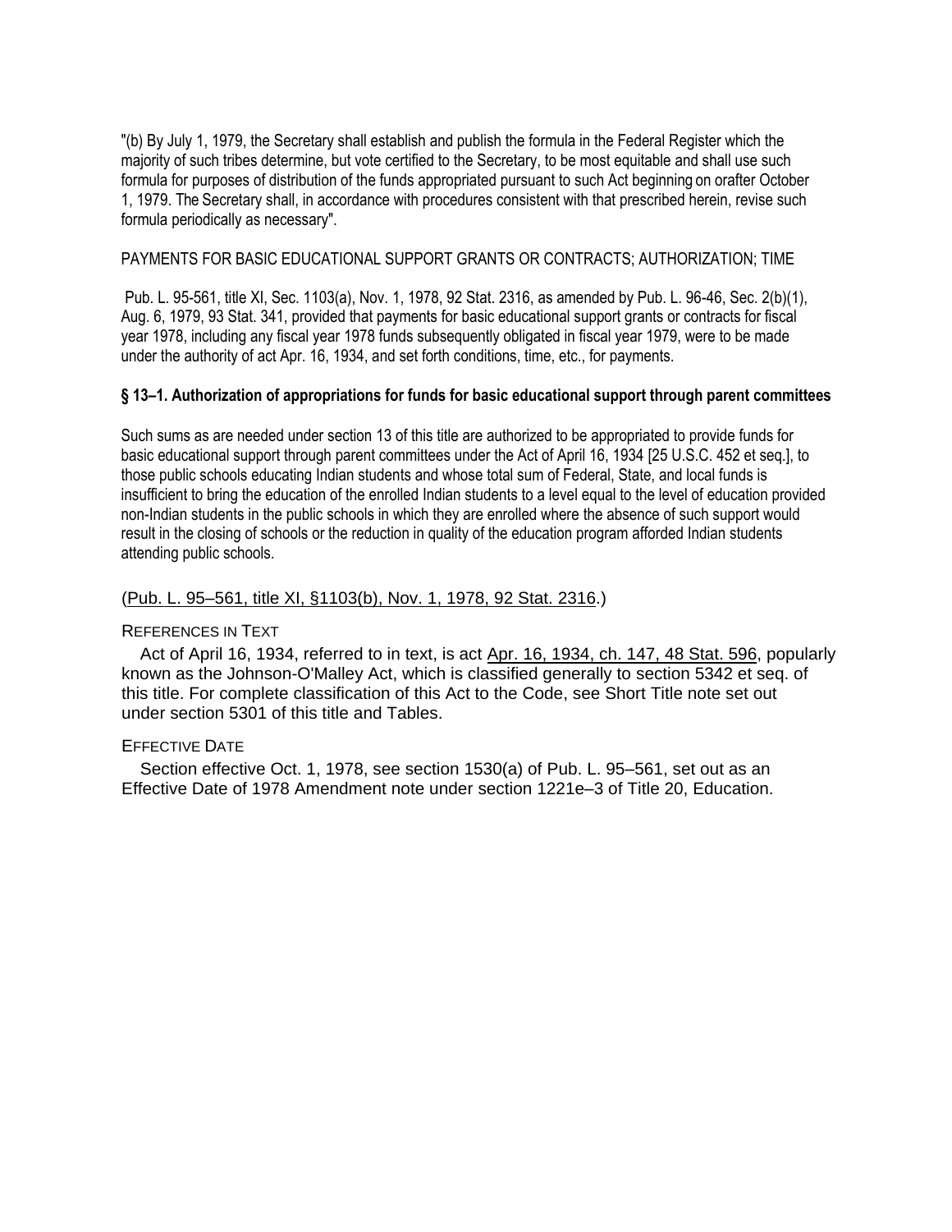"(b) By July 1, 1979, the Secretary shall establish and publish the formula in the Federal Register which the majority of such tribes determine, but vote certified to the Secretary, to be most equitable and shall use such formula for purposes of distribution of the funds appropriated pursuant to such Act beginning on orafter October 1, 1979. The Secretary shall, in accordance with procedures consistent with that prescribed herein, revise such formula periodically as necessary".

PAYMENTS FOR BASIC EDUCATIONAL SUPPORT GRANTS OR CONTRACTS; AUTHORIZATION; TIME

Pub. L. 95-561, title XI, Sec. 1103(a), Nov. 1, 1978, 92 Stat. 2316, as amended by Pub. L. 96-46, Sec. 2(b)(1), Aug. 6, 1979, 93 Stat. 341, provided that payments for basic educational support grants or contracts for fiscal year 1978, including any fiscal year 1978 funds subsequently obligated in fiscal year 1979, were to be made under the authority of act Apr. 16, 1934, and set forth conditions, time, etc., for payments.

### § 13–1. Authorization of appropriations for funds for basic educational support through parent committees

Such sums as are needed under section 13 of this title are authorized to be appropriated to provide funds for basic educational support through parent committees under the Act of April 16, 1934 [25 U.S.C. 452 et seq.], to those public schools educating Indian students and whose total sum of Federal, State, and local funds is insufficient to bring the education of the enrolled Indian students to a level equal to the level of education provided non-Indian students in the public schools in which they are enrolled where the absence of such support would result in the closing of schools or the reduction in quality of the education program afforded Indian students attending public schools.

(Pub. L. 95–561, title XI, §1103(b), Nov. 1, 1978, 92 Stat. 2316.)

REFERENCES IN TEXT

Act of April 16, 1934, referred to in text, is act Apr. 16, 1934, ch. 147, 48 Stat. 596, popularly known as the Johnson-O'Malley Act, which is classified generally to section 5342 et seq. of this title. For complete classification of this Act to the Code, see Short Title note set out under section 5301 of this title and Tables.

EFFECTIVE DATE

Section effective Oct. 1, 1978, see section 1530(a) of Pub. L. 95–561, set out as an Effective Date of 1978 Amendment note under section 1221e–3 of Title 20, Education.